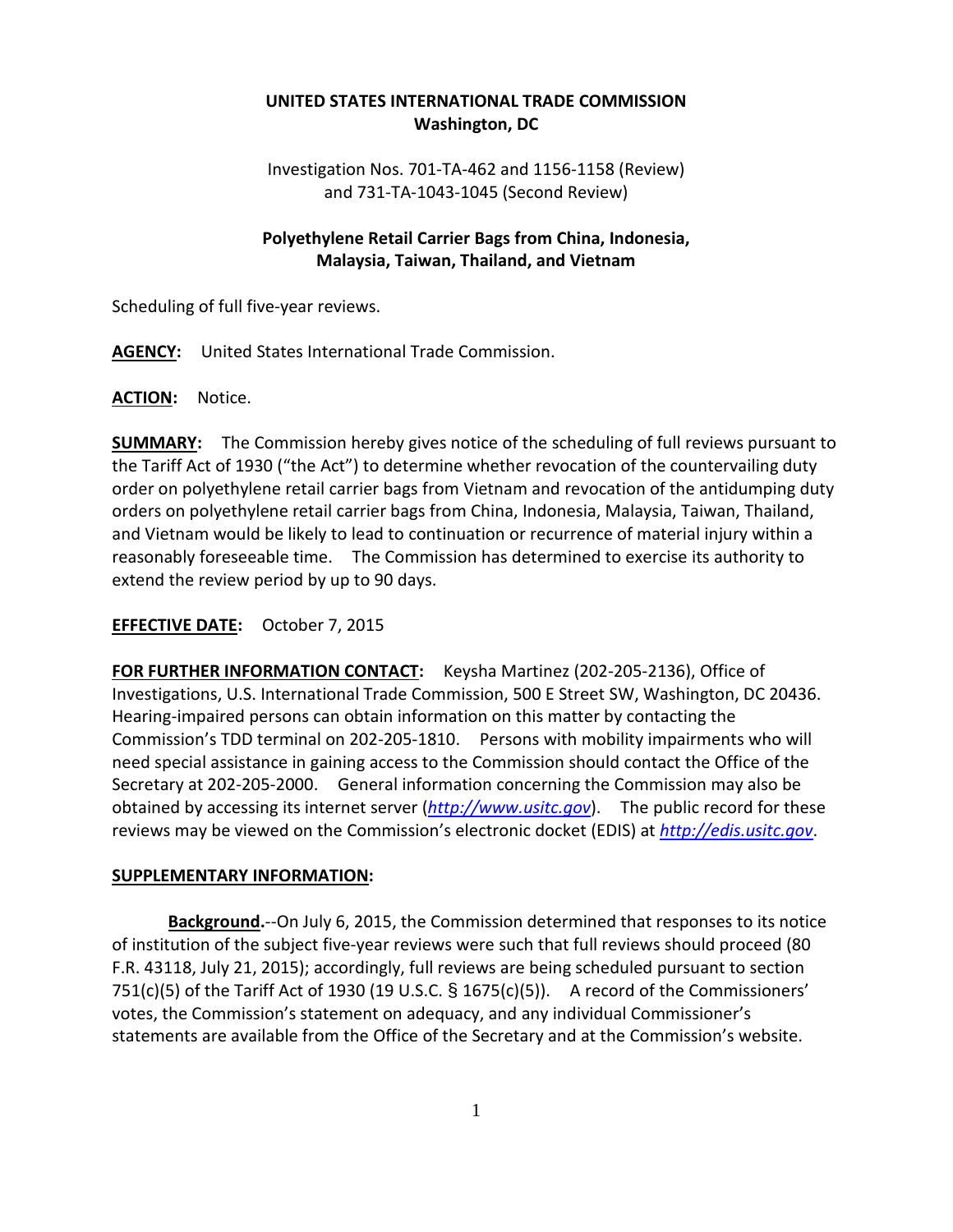**UNITED STATES INTERNATIONAL TRADE COMMISSION**
**Washington, DC**

Investigation Nos. 701-TA-462 and 1156-1158 (Review)
and 731-TA-1043-1045 (Second Review)

**Polyethylene Retail Carrier Bags from China, Indonesia, Malaysia, Taiwan, Thailand, and Vietnam**

Scheduling of full five-year reviews.

**AGENCY:** United States International Trade Commission.

**ACTION:** Notice.

**SUMMARY:** The Commission hereby gives notice of the scheduling of full reviews pursuant to the Tariff Act of 1930 ("the Act") to determine whether revocation of the countervailing duty order on polyethylene retail carrier bags from Vietnam and revocation of the antidumping duty orders on polyethylene retail carrier bags from China, Indonesia, Malaysia, Taiwan, Thailand, and Vietnam would be likely to lead to continuation or recurrence of material injury within a reasonably foreseeable time. The Commission has determined to exercise its authority to extend the review period by up to 90 days.

**EFFECTIVE DATE:** October 7, 2015

**FOR FURTHER INFORMATION CONTACT:** Keysha Martinez (202-205-2136), Office of Investigations, U.S. International Trade Commission, 500 E Street SW, Washington, DC 20436. Hearing-impaired persons can obtain information on this matter by contacting the Commission's TDD terminal on 202-205-1810. Persons with mobility impairments who will need special assistance in gaining access to the Commission should contact the Office of the Secretary at 202-205-2000. General information concerning the Commission may also be obtained by accessing its internet server (*http://www.usitc.gov*). The public record for these reviews may be viewed on the Commission's electronic docket (EDIS) at *http://edis.usitc.gov*.

**SUPPLEMENTARY INFORMATION:**

**Background.**--On July 6, 2015, the Commission determined that responses to its notice of institution of the subject five-year reviews were such that full reviews should proceed (80 F.R. 43118, July 21, 2015); accordingly, full reviews are being scheduled pursuant to section 751(c)(5) of the Tariff Act of 1930 (19 U.S.C. § 1675(c)(5)). A record of the Commissioners' votes, the Commission's statement on adequacy, and any individual Commissioner's statements are available from the Office of the Secretary and at the Commission's website.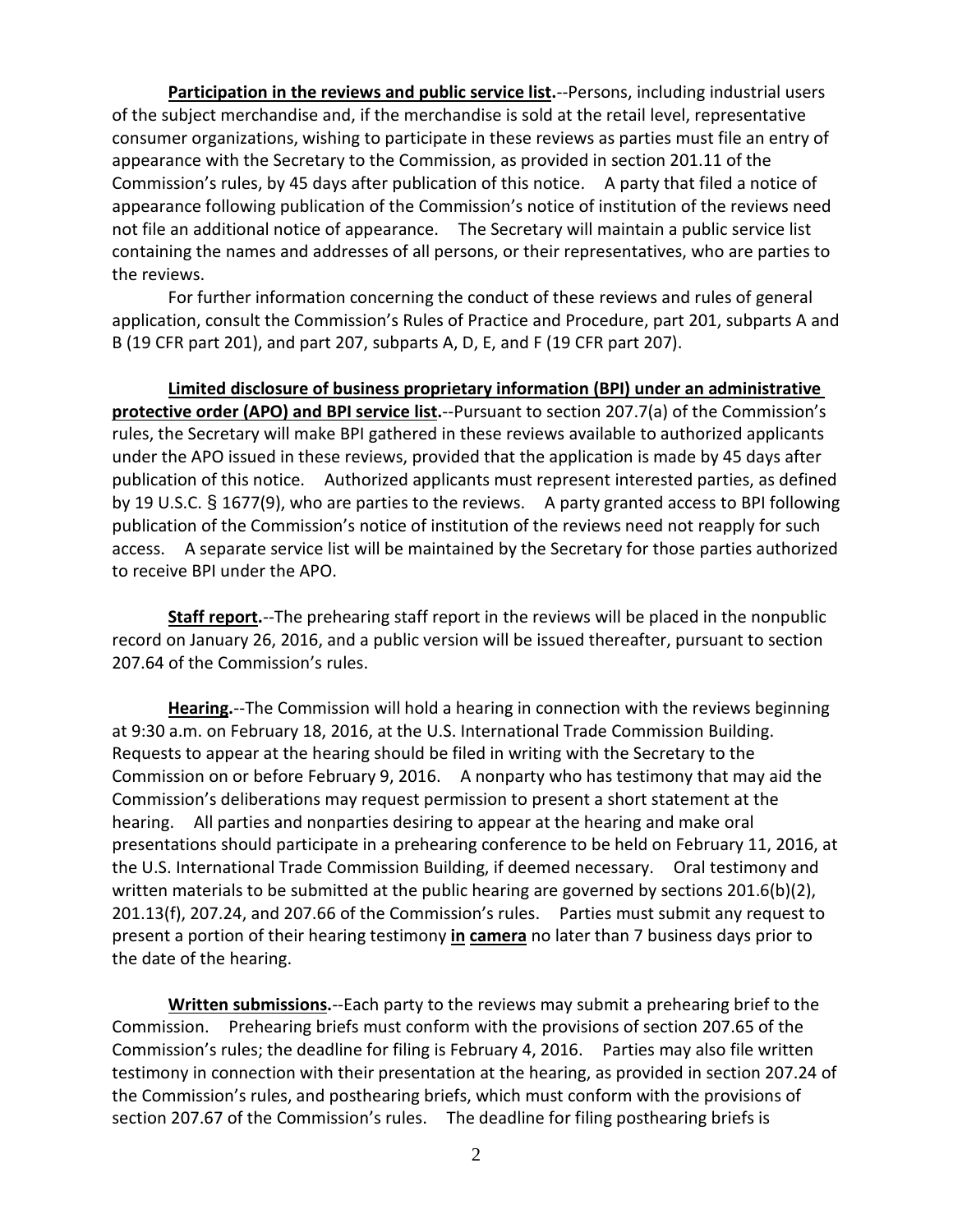**Participation in the reviews and public service list.**--Persons, including industrial users of the subject merchandise and, if the merchandise is sold at the retail level, representative consumer organizations, wishing to participate in these reviews as parties must file an entry of appearance with the Secretary to the Commission, as provided in section 201.11 of the Commission's rules, by 45 days after publication of this notice. A party that filed a notice of appearance following publication of the Commission's notice of institution of the reviews need not file an additional notice of appearance. The Secretary will maintain a public service list containing the names and addresses of all persons, or their representatives, who are parties to the reviews.

For further information concerning the conduct of these reviews and rules of general application, consult the Commission's Rules of Practice and Procedure, part 201, subparts A and B (19 CFR part 201), and part 207, subparts A, D, E, and F (19 CFR part 207).

**Limited disclosure of business proprietary information (BPI) under an administrative protective order (APO) and BPI service list.**--Pursuant to section 207.7(a) of the Commission's rules, the Secretary will make BPI gathered in these reviews available to authorized applicants under the APO issued in these reviews, provided that the application is made by 45 days after publication of this notice. Authorized applicants must represent interested parties, as defined by 19 U.S.C. § 1677(9), who are parties to the reviews. A party granted access to BPI following publication of the Commission's notice of institution of the reviews need not reapply for such access. A separate service list will be maintained by the Secretary for those parties authorized to receive BPI under the APO.

**Staff report.**--The prehearing staff report in the reviews will be placed in the nonpublic record on January 26, 2016, and a public version will be issued thereafter, pursuant to section 207.64 of the Commission's rules.

**Hearing.**--The Commission will hold a hearing in connection with the reviews beginning at 9:30 a.m. on February 18, 2016, at the U.S. International Trade Commission Building. Requests to appear at the hearing should be filed in writing with the Secretary to the Commission on or before February 9, 2016. A nonparty who has testimony that may aid the Commission's deliberations may request permission to present a short statement at the hearing. All parties and nonparties desiring to appear at the hearing and make oral presentations should participate in a prehearing conference to be held on February 11, 2016, at the U.S. International Trade Commission Building, if deemed necessary. Oral testimony and written materials to be submitted at the public hearing are governed by sections 201.6(b)(2), 201.13(f), 207.24, and 207.66 of the Commission's rules. Parties must submit any request to present a portion of their hearing testimony ***in camera*** no later than 7 business days prior to the date of the hearing.

**Written submissions.**--Each party to the reviews may submit a prehearing brief to the Commission. Prehearing briefs must conform with the provisions of section 207.65 of the Commission's rules; the deadline for filing is February 4, 2016. Parties may also file written testimony in connection with their presentation at the hearing, as provided in section 207.24 of the Commission's rules, and posthearing briefs, which must conform with the provisions of section 207.67 of the Commission's rules. The deadline for filing posthearing briefs is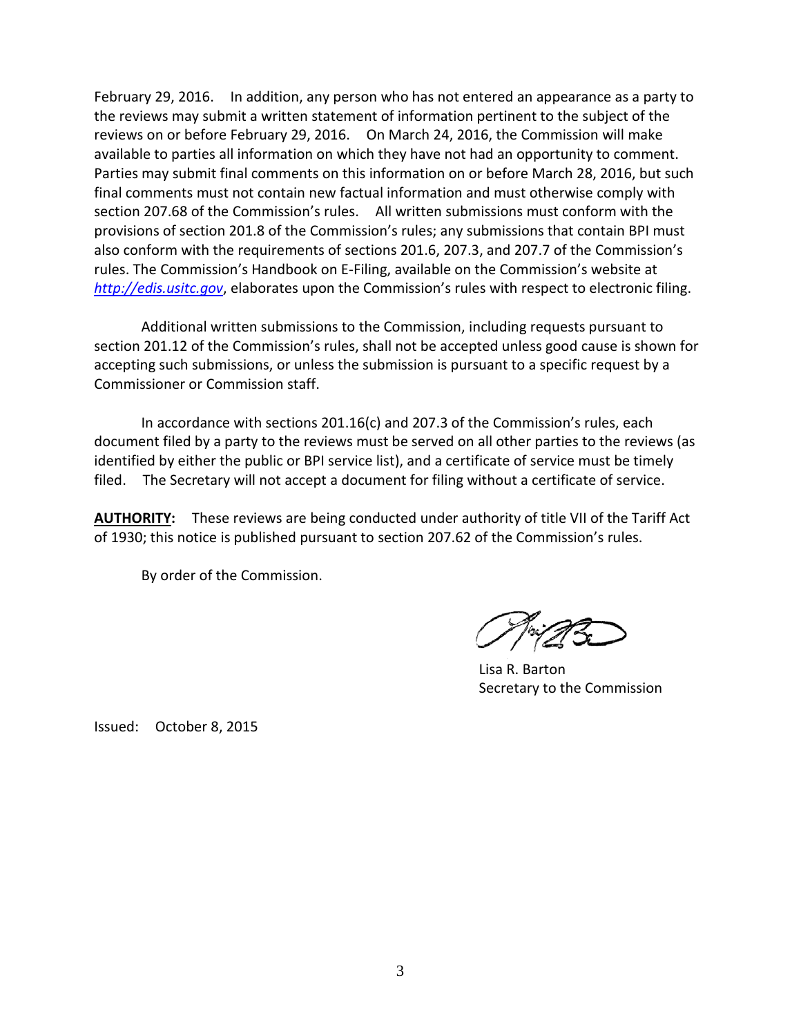February 29, 2016. In addition, any person who has not entered an appearance as a party to the reviews may submit a written statement of information pertinent to the subject of the reviews on or before February 29, 2016. On March 24, 2016, the Commission will make available to parties all information on which they have not had an opportunity to comment. Parties may submit final comments on this information on or before March 28, 2016, but such final comments must not contain new factual information and must otherwise comply with section 207.68 of the Commission's rules. All written submissions must conform with the provisions of section 201.8 of the Commission's rules; any submissions that contain BPI must also conform with the requirements of sections 201.6, 207.3, and 207.7 of the Commission's rules. The Commission's Handbook on E-Filing, available on the Commission's website at *http://edis.usitc.gov*, elaborates upon the Commission's rules with respect to electronic filing.

Additional written submissions to the Commission, including requests pursuant to section 201.12 of the Commission's rules, shall not be accepted unless good cause is shown for accepting such submissions, or unless the submission is pursuant to a specific request by a Commissioner or Commission staff.

In accordance with sections 201.16(c) and 207.3 of the Commission's rules, each document filed by a party to the reviews must be served on all other parties to the reviews (as identified by either the public or BPI service list), and a certificate of service must be timely filed. The Secretary will not accept a document for filing without a certificate of service.

**AUTHORITY:** These reviews are being conducted under authority of title VII of the Tariff Act of 1930; this notice is published pursuant to section 207.62 of the Commission's rules.

By order of the Commission.

Lisa R. Barton
Secretary to the Commission

Issued: October 8, 2015